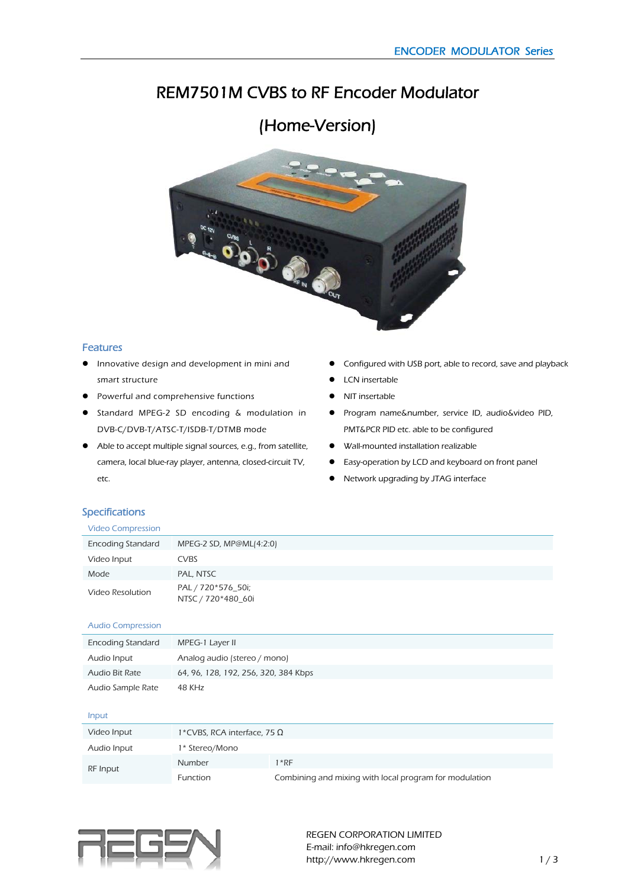# REM7501M CVBS to RF Encoder Modulator

# (Home-Version)

## Features

- Innovative design and development in mini and smart structure
- Powerful and comprehensive functions
- Standard MPEG-2 SD encoding & modulation in DVB-C/DVB-T/ATSC-T/ISDB-T/DTMB mode
- Able to accept multiple signal sources, e.g., from satellite, camera, local blue-ray player, antenna, closed-circuit TV, etc.
- Configured with USB port, able to record, save and playback
- LCN insertable
- NIT insertable
- Program name&number, service ID, audio&video PID, PMT&PCR PID etc. able to be configured
- Wall-mounted installation realizable
- Easy-operation by LCD and keyboard on front panel
- Network upgrading by JTAG interface

## Specifications

### Video Compression

| | |
|---|---|
| Encoding Standard | MPEG-2 SD, MP@ML(4:2:0) |
| Video Input | CVBS |
| Mode | PAL, NTSC |
| Video Resolution | PAL / 720*576_50i;<br>NTSC / 720*480_60i |

### Audio Compression

| | |
|---|---|
| Encoding Standard | MPEG-1 Layer II |
| Audio Input | Analog audio (stereo / mono) |
| Audio Bit Rate | 64, 96, 128, 192, 256, 320, 384 Kbps |
| Audio Sample Rate | 48 KHz |

### Input

| | | |
|---|---|---|
| Video Input | 1*CVBS, RCA interface, 75 Ω | |
| Audio Input | 1* Stereo/Mono | |
| RF Input | Number | 1*RF |
| | Function | Combining and mixing with local program for modulation |

REGEN CORPORATION LIMITED
E-mail: info@hkregen.com
http://www.hkregen.com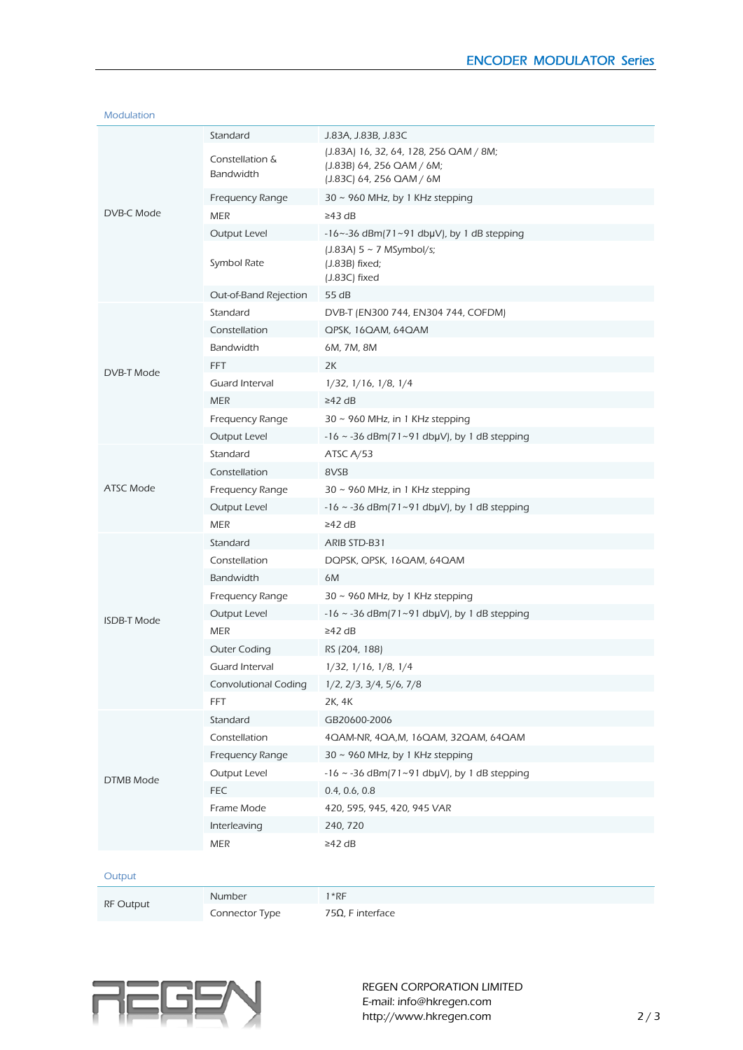## Modulation

| | | |
|---|---|---|
| DVB-C Mode | Standard | J.83A, J.83B, J.83C |
| | Constellation & Bandwidth | (J.83A) 16, 32, 64, 128, 256 QAM / 8M;<br>(J.83B) 64, 256 QAM / 6M;<br>(J.83C) 64, 256 QAM / 6M |
| | Frequency Range | 30 ~ 960 MHz, by 1 KHz stepping |
| | MER | ≥43 dB |
| | Output Level | -16~-36 dBm(71~91 dbμV), by 1 dB stepping |
| | Symbol Rate | (J.83A) 5 ~ 7 MSymbol/s;<br>(J.83B) fixed;<br>(J.83C) fixed |
| | Out-of-Band Rejection | 55 dB |
| DVB-T Mode | Standard | DVB-T (EN300 744, EN304 744, COFDM) |
| | Constellation | QPSK, 16QAM, 64QAM |
| | Bandwidth | 6M, 7M, 8M |
| | FFT | 2K |
| | Guard Interval | 1/32, 1/16, 1/8, 1/4 |
| | MER | ≥42 dB |
| | Frequency Range | 30 ~ 960 MHz, in 1 KHz stepping |
| | Output Level | -16 ~ -36 dBm(71~91 dbμV), by 1 dB stepping |
| ATSC Mode | Standard | ATSC A/53 |
| | Constellation | 8VSB |
| | Frequency Range | 30 ~ 960 MHz, in 1 KHz stepping |
| | Output Level | -16 ~ -36 dBm(71~91 dbμV), by 1 dB stepping |
| | MER | ≥42 dB |
| ISDB-T Mode | Standard | ARIB STD-B31 |
| | Constellation | DQPSK, QPSK, 16QAM, 64QAM |
| | Bandwidth | 6M |
| | Frequency Range | 30 ~ 960 MHz, by 1 KHz stepping |
| | Output Level | -16 ~ -36 dBm(71~91 dbμV), by 1 dB stepping |
| | MER | ≥42 dB |
| | Outer Coding | RS (204, 188) |
| | Guard Interval | 1/32, 1/16, 1/8, 1/4 |
| | Convolutional Coding | 1/2, 2/3, 3/4, 5/6, 7/8 |
| | FFT | 2K, 4K |
| DTMB Mode | Standard | GB20600-2006 |
| | Constellation | 4QAM-NR, 4QA,M, 16QAM, 32QAM, 64QAM |
| | Frequency Range | 30 ~ 960 MHz, by 1 KHz stepping |
| | Output Level | -16 ~ -36 dBm(71~91 dbμV), by 1 dB stepping |
| | FEC | 0.4, 0.6, 0.8 |
| | Frame Mode | 420, 595, 945, 420, 945 VAR |
| | Interleaving | 240, 720 |
| | MER | ≥42 dB |

## Output

| | | |
|---|---|---|
| RF Output | Number | 1*RF |
| | Connector Type | 75Ω, F interface |

REGEN CORPORATION LIMITED
E-mail: info@hkregen.com
http://www.hkregen.com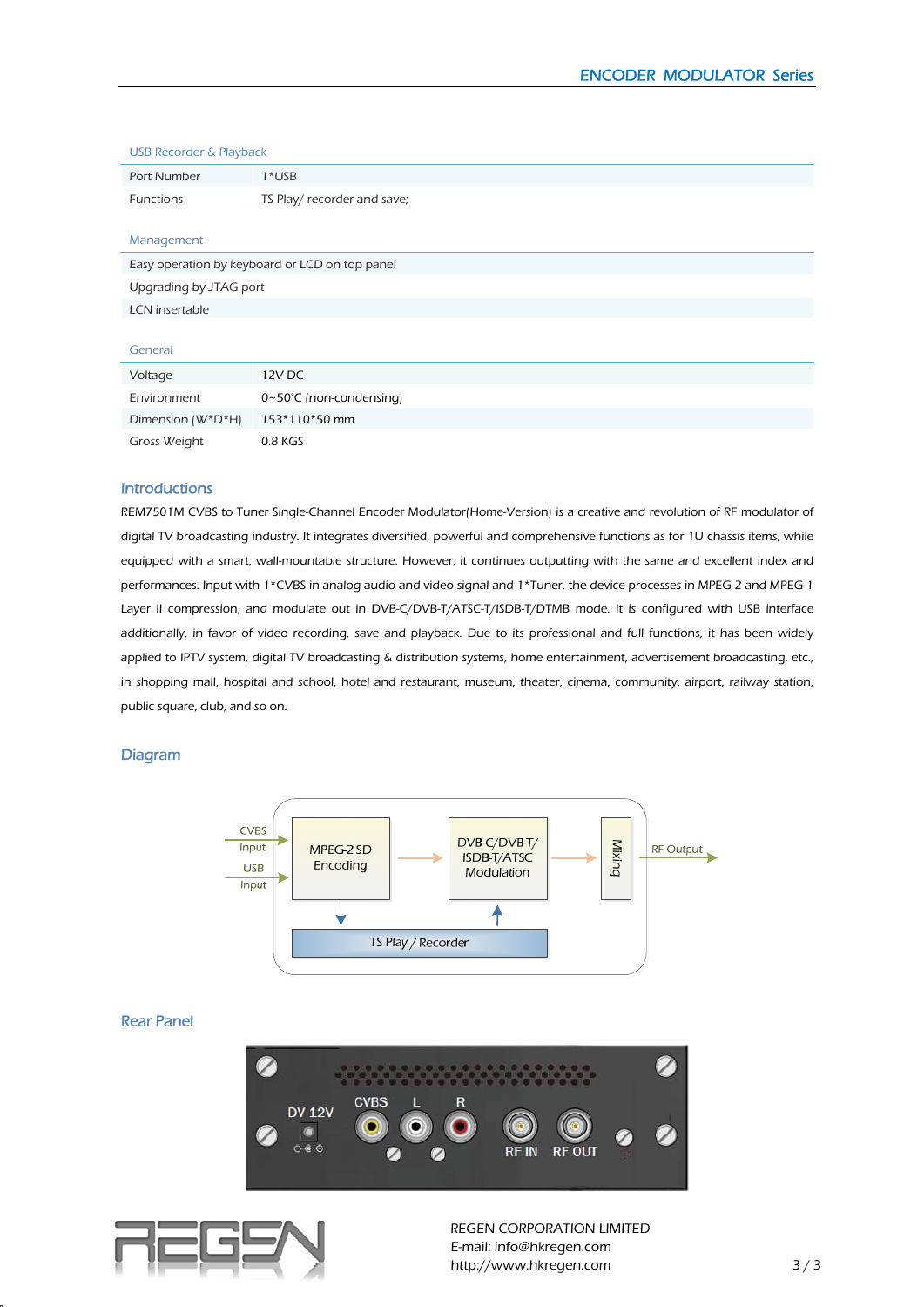### USB Recorder & Playback

| | |
|---|---|
| Port Number | 1*USB |
| Functions | TS Play/ recorder and save; |

### Management

Easy operation by keyboard or LCD on top panel

Upgrading by JTAG port

LCN insertable

### General

| | |
|---|---|
| Voltage | 12V DC |
| Environment | 0~50°C (non-condensing) |
| Dimension (W*D*H) | 153*110*50 mm |
| Gross Weight | 0.8 KGS |

## Introductions

REM7501M CVBS to Tuner Single-Channel Encoder Modulator(Home-Version) is a creative and revolution of RF modulator of digital TV broadcasting industry. It integrates diversified, powerful and comprehensive functions as for 1U chassis items, while equipped with a smart, wall-mountable structure. However, it continues outputting with the same and excellent index and performances. Input with 1*CVBS in analog audio and video signal and 1*Tuner, the device processes in MPEG-2 and MPEG-1 Layer II compression, and modulate out in DVB-C/DVB-T/ATSC-T/ISDB-T/DTMB mode. It is configured with USB interface additionally, in favor of video recording, save and playback. Due to its professional and full functions, it has been widely applied to IPTV system, digital TV broadcasting & distribution systems, home entertainment, advertisement broadcasting, etc., in shopping mall, hospital and school, hotel and restaurant, museum, theater, cinema, community, airport, railway station, public square, club, and so on.

## Diagram

CVBS Input

USB Input

MPEG-2 SD Encoding

DVB-C/DVB-T/ ISDB-T/ATSC Modulation

Mixing

RF Output

TS Play / Recorder

## Rear Panel

DV 12V

CVBS

L

R

RF IN

RF OUT

REGEN CORPORATION LIMITED
E-mail: info@hkregen.com
http://www.hkregen.com